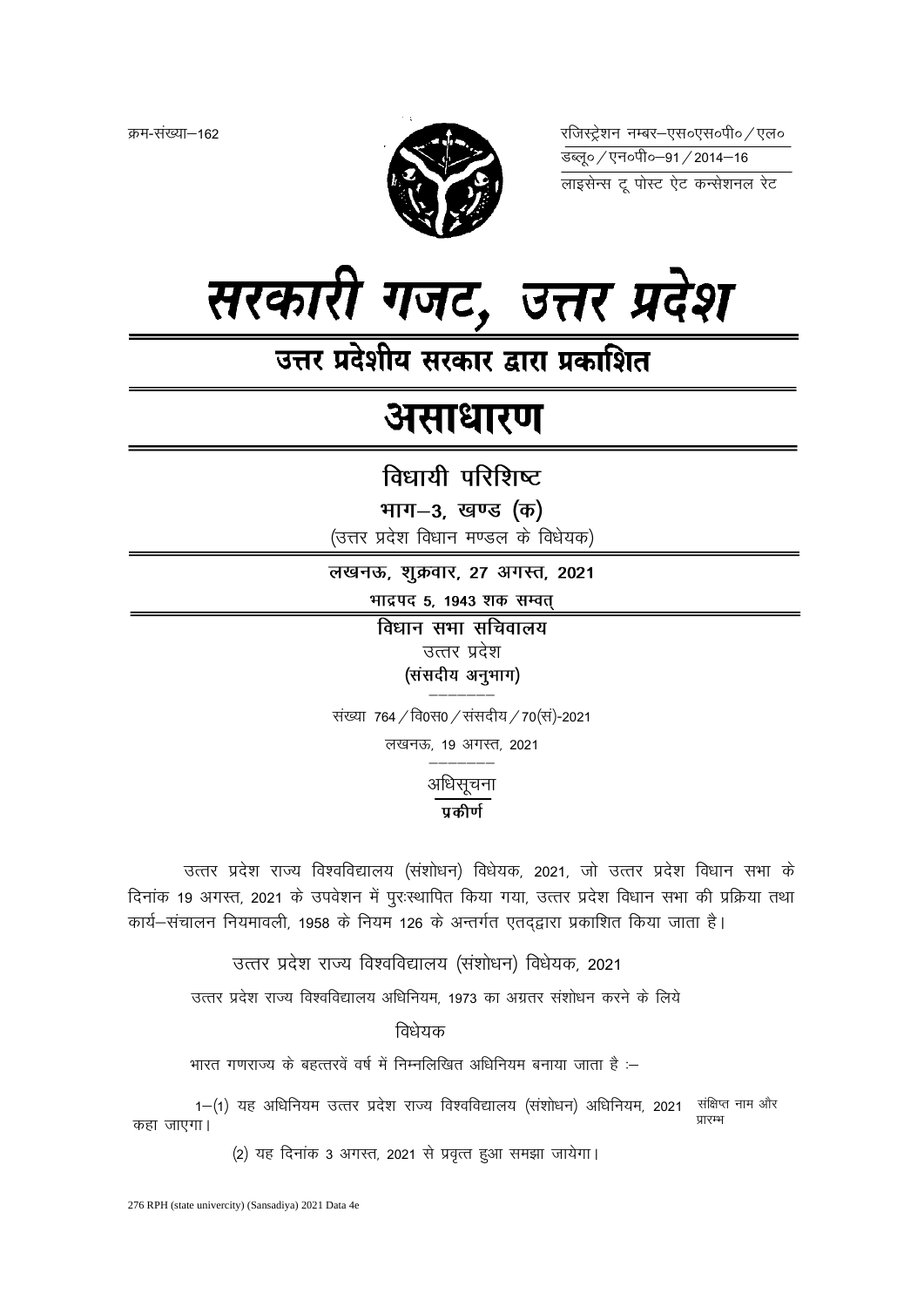क्रम-संख्या–162

रजिस्ट्रेशन नम्बर–एस०एस०पी० / एल०
डब्लू० / एन०पी०–91 / 2014–16
लाइसेन्स टू पोस्ट ऐट कन्सेशनल रेट

# सरकारी गजट, उत्तर प्रदेश

## उत्तर प्रदेशीय सरकार द्वारा प्रकाशित

# असाधारण

### विधायी परिशिष्ट

**भाग–3, खण्ड (क)**

(उत्तर प्रदेश विधान मण्डल के विधेयक)

**लखनऊ, शुक्रवार, 27 अगस्त, 2021**

**भाद्रपद 5, 1943 शक सम्वत्**

**विधान सभा सचिवालय**

उत्तर प्रदेश

**(संसदीय अनुभाग)**

संख्या 764 / वि0स0 / संसदीय / 70(सं)-2021

लखनऊ, 19 अगस्त, 2021

अधिसूचना

**प्रकीर्ण**

उत्तर प्रदेश राज्य विश्वविद्यालय (संशोधन) विधेयक, 2021, जो उत्तर प्रदेश विधान सभा के दिनांक 19 अगस्त, 2021 के उपवेशन में पुरःस्थापित किया गया, उत्तर प्रदेश विधान सभा की प्रक्रिया तथा कार्य–संचालन नियमावली, 1958 के नियम 126 के अन्तर्गत एतद्द्वारा प्रकाशित किया जाता है।

उत्तर प्रदेश राज्य विश्वविद्यालय (संशोधन) विधेयक, 2021

उत्तर प्रदेश राज्य विश्वविद्यालय अधिनियम, 1973 का अग्रतर संशोधन करने के लिये

विधेयक

भारत गणराज्य के बहत्तरवें वर्ष में निम्नलिखित अधिनियम बनाया जाता है :–

संक्षिप्त नाम और प्रारम्भ

1–(1) यह अधिनियम उत्तर प्रदेश राज्य विश्वविद्यालय (संशोधन) अधिनियम, 2021 कहा जाएगा।

(2) यह दिनांक 3 अगस्त, 2021 से प्रवृत्त हुआ समझा जायेगा।

276 RPH (state univercity) (Sansadiya) 2021 Data 4e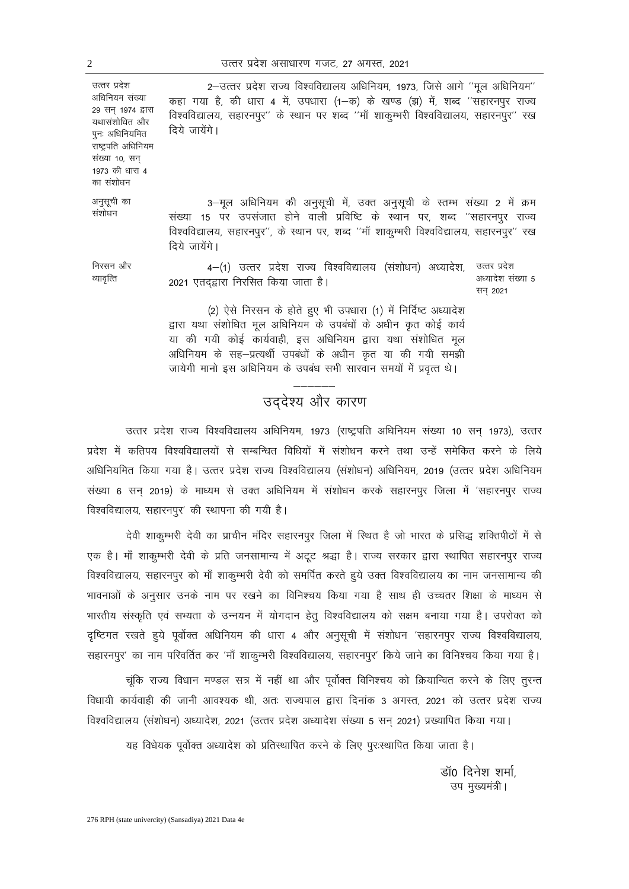उत्तर प्रदेश अधिनियम संख्या 29 सन् 1974 द्वारा यथासंशोधित और पुनः अधिनियमित राष्ट्रपति अधिनियम संख्या 10, सन् 1973 की धारा 4 का संशोधन

2—उत्तर प्रदेश राज्य विश्वविद्यालय अधिनियम, 1973, जिसे आगे ''मूल अधिनियम'' कहा गया है, की धारा 4 में, उपधारा (1—क) के खण्ड (झ) में, शब्द ''सहारनपुर राज्य विश्वविद्यालय, सहारनपुर'' के स्थान पर शब्द ''माँ शाकुम्भरी विश्वविद्यालय, सहारनपुर'' रख दिये जायेंगे।

अनुसूची का संशोधन

3—मूल अधिनियम की अनुसूची में, उक्त अनुसूची के स्तम्भ संख्या 2 में क्रम संख्या 15 पर उपसंजात होने वाली प्रविष्टि के स्थान पर, शब्द ''सहारनपुर राज्य विश्वविद्यालय, सहारनपुर'', के स्थान पर, शब्द ''माँ शाकुम्भरी विश्वविद्यालय, सहारनपुर'' रख दिये जायेंगे।

निरसन और व्यावृत्ति

4—(1) उत्तर प्रदेश राज्य विश्वविद्यालय (संशोधन) अध्यादेश, 2021 एतद्द्वारा निरसित किया जाता है।

उत्तर प्रदेश अध्यादेश संख्या 5 सन् 2021

(2) ऐसे निरसन के होते हुए भी उपधारा (1) में निर्दिष्ट अध्यादेश द्वारा यथा संशोधित मूल अधिनियम के उपबंधों के अधीन कृत कोई कार्य या की गयी कोई कार्यवाही, इस अधिनियम द्वारा यथा संशोधित मूल अधिनियम के सह—प्रत्यर्थी उपबंधों के अधीन कृत या की गयी समझी जायेगी मानो इस अधिनियम के उपबंध सभी सारवान समयों में प्रवृत्त थे।

## उद्देश्य और कारण

उत्तर प्रदेश राज्य विश्वविद्यालय अधिनियम, 1973 (राष्ट्रपति अधिनियम संख्या 10 सन् 1973), उत्तर प्रदेश में कतिपय विश्वविद्यालयों से सम्बन्धित विधियों में संशोधन करने तथा उन्हें समेकित करने के लिये अधिनियमित किया गया है। उत्तर प्रदेश राज्य विश्वविद्यालय (संशोधन) अधिनियम, 2019 (उत्तर प्रदेश अधिनियम संख्या 6 सन् 2019) के माध्यम से उक्त अधिनियम में संशोधन करके सहारनपुर जिला में 'सहारनपुर राज्य विश्वविद्यालय, सहारनपुर' की स्थापना की गयी है।

देवी शाकुम्भरी देवी का प्राचीन मंदिर सहारनपुर जिला में स्थित है जो भारत के प्रसिद्ध शक्तिपीठों में से एक है। माँ शाकुम्भरी देवी के प्रति जनसामान्य में अटूट श्रद्धा है। राज्य सरकार द्वारा स्थापित सहारनपुर राज्य विश्वविद्यालय, सहारनपुर को माँ शाकुम्भरी देवी को समर्पित करते हुये उक्त विश्वविद्यालय का नाम जनसामान्य की भावनाओं के अनुसार उनके नाम पर रखने का विनिश्चय किया गया है साथ ही उच्चतर शिक्षा के माध्यम से भारतीय संस्कृति एवं सभ्यता के उन्नयन में योगदान हेतु विश्वविद्यालय को सक्षम बनाया गया है। उपरोक्त को दृष्टिगत रखते हुये पूर्वोक्त अधिनियम की धारा 4 और अनुसूची में संशोधन 'सहारनपुर राज्य विश्वविद्यालय, सहारनपुर' का नाम परिवर्तित कर 'माँ शाकुम्भरी विश्वविद्यालय, सहारनपुर' किये जाने का विनिश्चय किया गया है।

चूंकि राज्य विधान मण्डल सत्र में नहीं था और पूर्वोक्त विनिश्चय को क्रियान्वित करने के लिए तुरन्त विधायी कार्यवाही की जानी आवश्यक थी, अतः राज्यपाल द्वारा दिनांक 3 अगस्त, 2021 को उत्तर प्रदेश राज्य विश्वविद्यालय (संशोधन) अध्यादेश, 2021 (उत्तर प्रदेश अध्यादेश संख्या 5 सन् 2021) प्रख्यापित किया गया।

यह विधेयक पूर्वोक्त अध्यादेश को प्रतिस्थापित करने के लिए पुरःस्थापित किया जाता है।

डॉ0 दिनेश शर्मा,
उप मुख्यमंत्री।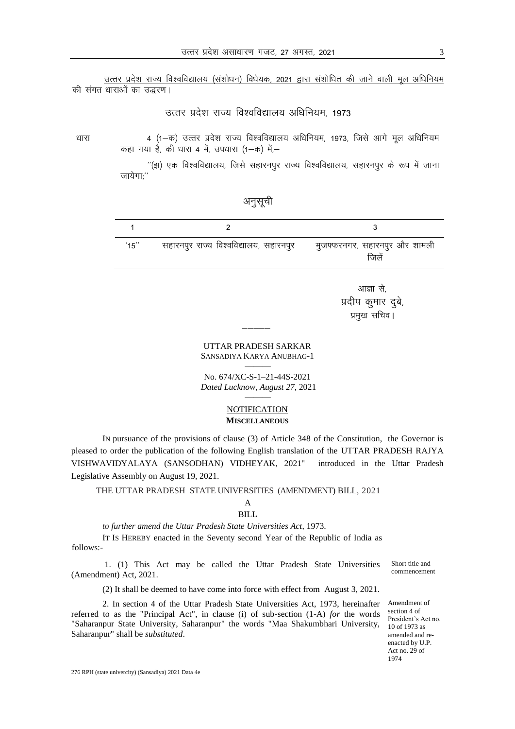उत्तर प्रदेश राज्य विश्वविद्यालय (संशोधन) विधेयक, 2021 द्वारा संशोधित की जाने वाली मूल अधिनियम की संगत धाराओं का उद्धरण।

## उत्तर प्रदेश राज्य विश्वविद्यालय अधिनियम, 1973

धारा 4 (1–क) उत्तर प्रदेश राज्य विश्वविद्यालय अधिनियम, 1973, जिसे आगे मूल अधिनियम कहा गया है, की धारा 4 में, उपधारा (1–क) में,–

"(झ) एक विश्वविद्यालय, जिसे सहारनपुर राज्य विश्वविद्यालय, सहारनपुर के रूप में जाना जायेगा;"

### अनुसूची

| 1 | 2 | 3 |
|---|---|---|
| '15" | सहारनपुर राज्य विश्वविद्यालय, सहारनपुर | मुजफ्फरनगर, सहारनपुर और शामली जिलें |

आज्ञा से,
प्रदीप कुमार दुबे,
प्रमुख सचिव।

---

UTTAR PRADESH SARKAR
SANSADIYA KARYA ANUBHAG-1

No. 674/XC-S-1–21-44S-2021
*Dated Lucknow, August 27*, 2021

NOTIFICATION
**MISCELLANEOUS**

IN pursuance of the provisions of clause (3) of Article 348 of the Constitution, the Governor is pleased to order the publication of the following English translation of the UTTAR PRADESH RAJYA VISHWAVIDYALAYA (SANSODHAN) VIDHEYAK, 2021" introduced in the Uttar Pradesh Legislative Assembly on August 19, 2021.

THE UTTAR PRADESH STATE UNIVERSITIES (AMENDMENT) BILL, 2021

A

BILL

*to further amend the Uttar Pradesh State Universities Act*, 1973.

IT IS HEREBY enacted in the Seventy second Year of the Republic of India as follows:-

Short title and commencement

1. (1) This Act may be called the Uttar Pradesh State Universities (Amendment) Act, 2021.

(2) It shall be deemed to have come into force with effect from August 3, 2021.

Amendment of section 4 of President's Act no. 10 of 1973 as amended and re-enacted by U.P. Act no. 29 of 1974

2. In section 4 of the Uttar Pradesh State Universities Act, 1973, hereinafter referred to as the "Principal Act", in clause (i) of sub-section (1-A) *for* the words "Saharanpur State University, Saharanpur" the words "Maa Shakumbhari University, Saharanpur" shall be *substituted*.

276 RPH (state univercity) (Sansadiya) 2021 Data 4e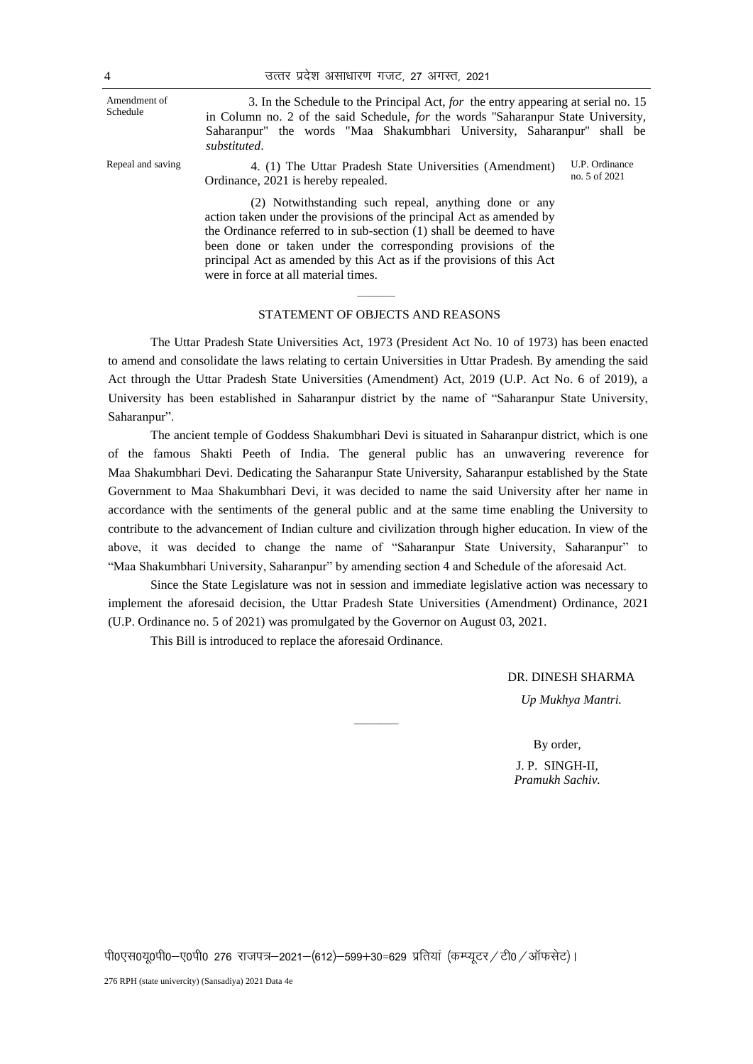Amendment of Schedule

3. In the Schedule to the Principal Act, *for* the entry appearing at serial no. 15 in Column no. 2 of the said Schedule, *for* the words "Saharanpur State University, Saharanpur" the words "Maa Shakumbhari University, Saharanpur" shall be *substituted*.

Repeal and saving

4. (1) The Uttar Pradesh State Universities (Amendment) Ordinance, 2021 is hereby repealed.

U.P. Ordinance no. 5 of 2021

(2) Notwithstanding such repeal, anything done or any action taken under the provisions of the principal Act as amended by the Ordinance referred to in sub-section (1) shall be deemed to have been done or taken under the corresponding provisions of the principal Act as amended by this Act as if the provisions of this Act were in force at all material times.

---

## STATEMENT OF OBJECTS AND REASONS

The Uttar Pradesh State Universities Act, 1973 (President Act No. 10 of 1973) has been enacted to amend and consolidate the laws relating to certain Universities in Uttar Pradesh. By amending the said Act through the Uttar Pradesh State Universities (Amendment) Act, 2019 (U.P. Act No. 6 of 2019), a University has been established in Saharanpur district by the name of "Saharanpur State University, Saharanpur".

The ancient temple of Goddess Shakumbhari Devi is situated in Saharanpur district, which is one of the famous Shakti Peeth of India. The general public has an unwavering reverence for Maa Shakumbhari Devi. Dedicating the Saharanpur State University, Saharanpur established by the State Government to Maa Shakumbhari Devi, it was decided to name the said University after her name in accordance with the sentiments of the general public and at the same time enabling the University to contribute to the advancement of Indian culture and civilization through higher education. In view of the above, it was decided to change the name of "Saharanpur State University, Saharanpur" to "Maa Shakumbhari University, Saharanpur" by amending section 4 and Schedule of the aforesaid Act.

Since the State Legislature was not in session and immediate legislative action was necessary to implement the aforesaid decision, the Uttar Pradesh State Universities (Amendment) Ordinance, 2021 (U.P. Ordinance no. 5 of 2021) was promulgated by the Governor on August 03, 2021.

This Bill is introduced to replace the aforesaid Ordinance.

DR. DINESH SHARMA

*Up Mukhya Mantri.*

---

By order,

J. P. SINGH-II,
*Pramukh Sachiv.*

पी0एस0यू0पी0–ए0पी0 276 राजपत्र–2021–(612)–599+30=629 प्रतियां (कम्प्यूटर/टी0/ऑफसेट)।

276 RPH (state univercity) (Sansadiya) 2021 Data 4e